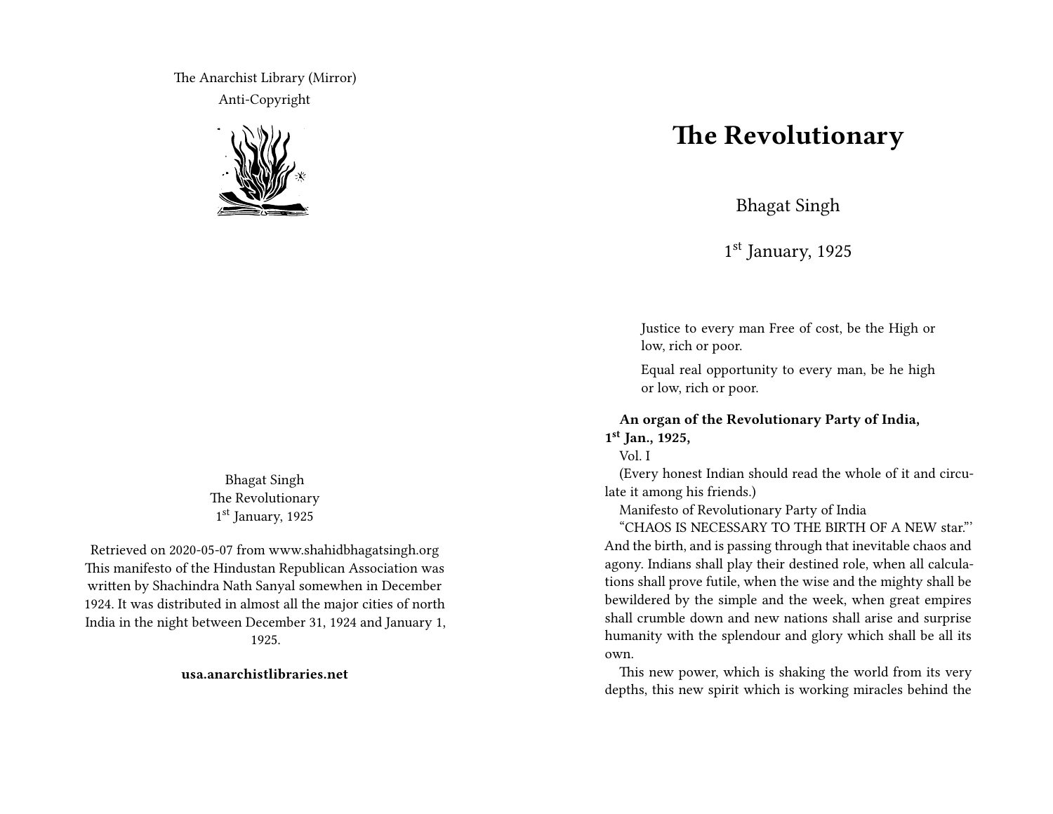The Anarchist Library (Mirror)

Anti-Copyright

Bhagat Singh
The Revolutionary
1st January, 1925

Retrieved on 2020-05-07 from www.shahidbhagatsingh.org
This manifesto of the Hindustan Republican Association was written by Shachindra Nath Sanyal somewhen in December 1924. It was distributed in almost all the major cities of north India in the night between December 31, 1924 and January 1, 1925.

**usa.anarchistlibraries.net**

# The Revolutionary

Bhagat Singh

1st January, 1925

> Justice to every man Free of cost, be the High or low, rich or poor.
>
> Equal real opportunity to every man, be he high or low, rich or poor.

**An organ of the Revolutionary Party of India, 1st Jan., 1925,**

Vol. I

(Every honest Indian should read the whole of it and circulate it among his friends.)

Manifesto of Revolutionary Party of India

"CHAOS IS NECESSARY TO THE BIRTH OF A NEW star."' And the birth, and is passing through that inevitable chaos and agony. Indians shall play their destined role, when all calculations shall prove futile, when the wise and the mighty shall be bewildered by the simple and the week, when great empires shall crumble down and new nations shall arise and surprise humanity with the splendour and glory which shall be all its own.

This new power, which is shaking the world from its very depths, this new spirit which is working miracles behind the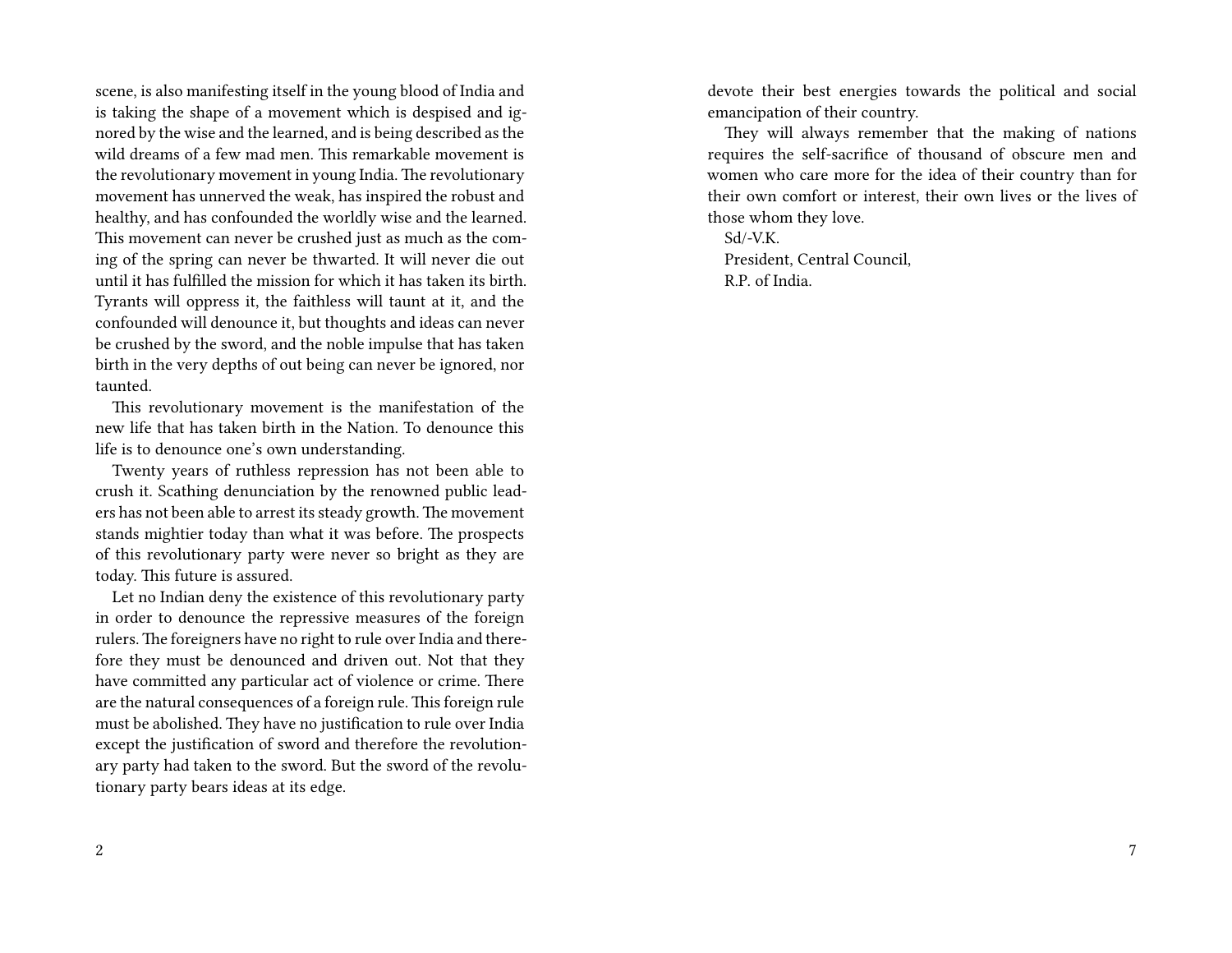scene, is also manifesting itself in the young blood of India and is taking the shape of a movement which is despised and ignored by the wise and the learned, and is being described as the wild dreams of a few mad men. This remarkable movement is the revolutionary movement in young India. The revolutionary movement has unnerved the weak, has inspired the robust and healthy, and has confounded the worldly wise and the learned. This movement can never be crushed just as much as the coming of the spring can never be thwarted. It will never die out until it has fulfilled the mission for which it has taken its birth. Tyrants will oppress it, the faithless will taunt at it, and the confounded will denounce it, but thoughts and ideas can never be crushed by the sword, and the noble impulse that has taken birth in the very depths of out being can never be ignored, nor taunted.

This revolutionary movement is the manifestation of the new life that has taken birth in the Nation. To denounce this life is to denounce one's own understanding.

Twenty years of ruthless repression has not been able to crush it. Scathing denunciation by the renowned public leaders has not been able to arrest its steady growth. The movement stands mightier today than what it was before. The prospects of this revolutionary party were never so bright as they are today. This future is assured.

Let no Indian deny the existence of this revolutionary party in order to denounce the repressive measures of the foreign rulers. The foreigners have no right to rule over India and therefore they must be denounced and driven out. Not that they have committed any particular act of violence or crime. There are the natural consequences of a foreign rule. This foreign rule must be abolished. They have no justification to rule over India except the justification of sword and therefore the revolutionary party had taken to the sword. But the sword of the revolutionary party bears ideas at its edge.

devote their best energies towards the political and social emancipation of their country.

They will always remember that the making of nations requires the self-sacrifice of thousand of obscure men and women who care more for the idea of their country than for their own comfort or interest, their own lives or the lives of those whom they love.

Sd/-V.K.

President, Central Council,

R.P. of India.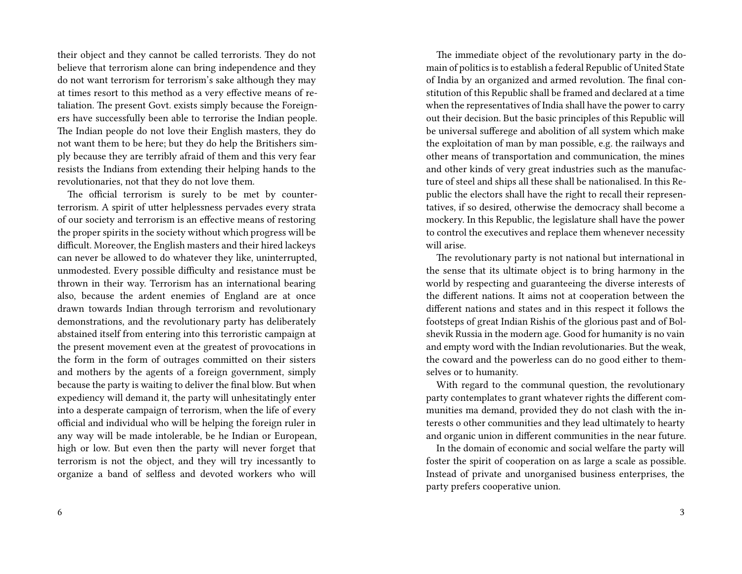their object and they cannot be called terrorists. They do not believe that terrorism alone can bring independence and they do not want terrorism for terrorism's sake although they may at times resort to this method as a very effective means of retaliation. The present Govt. exists simply because the Foreigners have successfully been able to terrorise the Indian people. The Indian people do not love their English masters, they do not want them to be here; but they do help the Britishers simply because they are terribly afraid of them and this very fear resists the Indians from extending their helping hands to the revolutionaries, not that they do not love them.

The official terrorism is surely to be met by counter-terrorism. A spirit of utter helplessness pervades every strata of our society and terrorism is an effective means of restoring the proper spirits in the society without which progress will be difficult. Moreover, the English masters and their hired lackeys can never be allowed to do whatever they like, uninterrupted, unmodested. Every possible difficulty and resistance must be thrown in their way. Terrorism has an international bearing also, because the ardent enemies of England are at once drawn towards Indian through terrorism and revolutionary demonstrations, and the revolutionary party has deliberately abstained itself from entering into this terroristic campaign at the present movement even at the greatest of provocations in the form in the form of outrages committed on their sisters and mothers by the agents of a foreign government, simply because the party is waiting to deliver the final blow. But when expediency will demand it, the party will unhesitatingly enter into a desperate campaign of terrorism, when the life of every official and individual who will be helping the foreign ruler in any way will be made intolerable, be he Indian or European, high or low. But even then the party will never forget that terrorism is not the object, and they will try incessantly to organize a band of selfless and devoted workers who will

The immediate object of the revolutionary party in the domain of politics is to establish a federal Republic of United State of India by an organized and armed revolution. The final constitution of this Republic shall be framed and declared at a time when the representatives of India shall have the power to carry out their decision. But the basic principles of this Republic will be universal sufferege and abolition of all system which make the exploitation of man by man possible, e.g. the railways and other means of transportation and communication, the mines and other kinds of very great industries such as the manufacture of steel and ships all these shall be nationalised. In this Republic the electors shall have the right to recall their representatives, if so desired, otherwise the democracy shall become a mockery. In this Republic, the legislature shall have the power to control the executives and replace them whenever necessity will arise.

The revolutionary party is not national but international in the sense that its ultimate object is to bring harmony in the world by respecting and guaranteeing the diverse interests of the different nations. It aims not at cooperation between the different nations and states and in this respect it follows the footsteps of great Indian Rishis of the glorious past and of Bolshevik Russia in the modern age. Good for humanity is no vain and empty word with the Indian revolutionaries. But the weak, the coward and the powerless can do no good either to themselves or to humanity.

With regard to the communal question, the revolutionary party contemplates to grant whatever rights the different communities ma demand, provided they do not clash with the interests o other communities and they lead ultimately to hearty and organic union in different communities in the near future.

In the domain of economic and social welfare the party will foster the spirit of cooperation on as large a scale as possible. Instead of private and unorganised business enterprises, the party prefers cooperative union.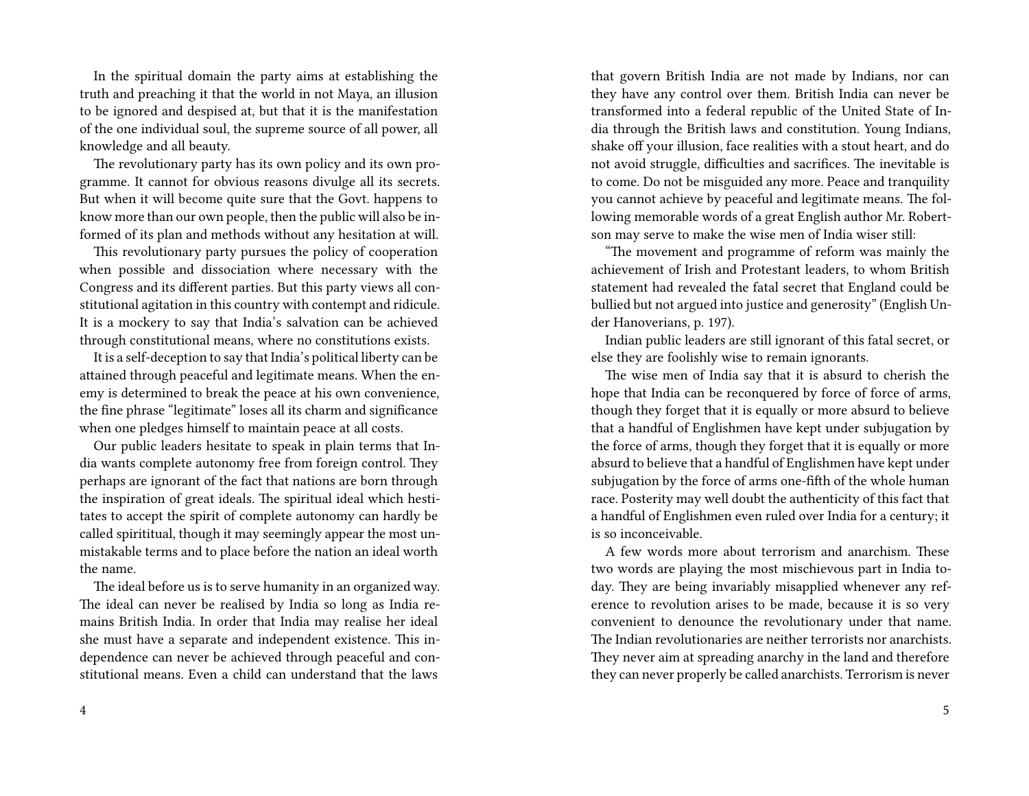In the spiritual domain the party aims at establishing the truth and preaching it that the world in not Maya, an illusion to be ignored and despised at, but that it is the manifestation of the one individual soul, the supreme source of all power, all knowledge and all beauty.

The revolutionary party has its own policy and its own programme. It cannot for obvious reasons divulge all its secrets. But when it will become quite sure that the Govt. happens to know more than our own people, then the public will also be informed of its plan and methods without any hesitation at will.

This revolutionary party pursues the policy of cooperation when possible and dissociation where necessary with the Congress and its different parties. But this party views all constitutional agitation in this country with contempt and ridicule. It is a mockery to say that India's salvation can be achieved through constitutional means, where no constitutions exists.

It is a self-deception to say that India's political liberty can be attained through peaceful and legitimate means. When the enemy is determined to break the peace at his own convenience, the fine phrase "legitimate" loses all its charm and significance when one pledges himself to maintain peace at all costs.

Our public leaders hesitate to speak in plain terms that India wants complete autonomy free from foreign control. They perhaps are ignorant of the fact that nations are born through the inspiration of great ideals. The spiritual ideal which hesitates to accept the spirit of complete autonomy can hardly be called spirititual, though it may seemingly appear the most unmistakable terms and to place before the nation an ideal worth the name.

The ideal before us is to serve humanity in an organized way. The ideal can never be realised by India so long as India remains British India. In order that India may realise her ideal she must have a separate and independent existence. This independence can never be achieved through peaceful and constitutional means. Even a child can understand that the laws that govern British India are not made by Indians, nor can they have any control over them. British India can never be transformed into a federal republic of the United State of India through the British laws and constitution. Young Indians, shake off your illusion, face realities with a stout heart, and do not avoid struggle, difficulties and sacrifices. The inevitable is to come. Do not be misguided any more. Peace and tranquility you cannot achieve by peaceful and legitimate means. The following memorable words of a great English author Mr. Robertson may serve to make the wise men of India wiser still:

"The movement and programme of reform was mainly the achievement of Irish and Protestant leaders, to whom British statement had revealed the fatal secret that England could be bullied but not argued into justice and generosity" (English Under Hanoverians, p. 197).

Indian public leaders are still ignorant of this fatal secret, or else they are foolishly wise to remain ignorants.

The wise men of India say that it is absurd to cherish the hope that India can be reconquered by force of force of arms, though they forget that it is equally or more absurd to believe that a handful of Englishmen have kept under subjugation by the force of arms, though they forget that it is equally or more absurd to believe that a handful of Englishmen have kept under subjugation by the force of arms one-fifth of the whole human race. Posterity may well doubt the authenticity of this fact that a handful of Englishmen even ruled over India for a century; it is so inconceivable.

A few words more about terrorism and anarchism. These two words are playing the most mischievous part in India today. They are being invariably misapplied whenever any reference to revolution arises to be made, because it is so very convenient to denounce the revolutionary under that name. The Indian revolutionaries are neither terrorists nor anarchists. They never aim at spreading anarchy in the land and therefore they can never properly be called anarchists. Terrorism is never